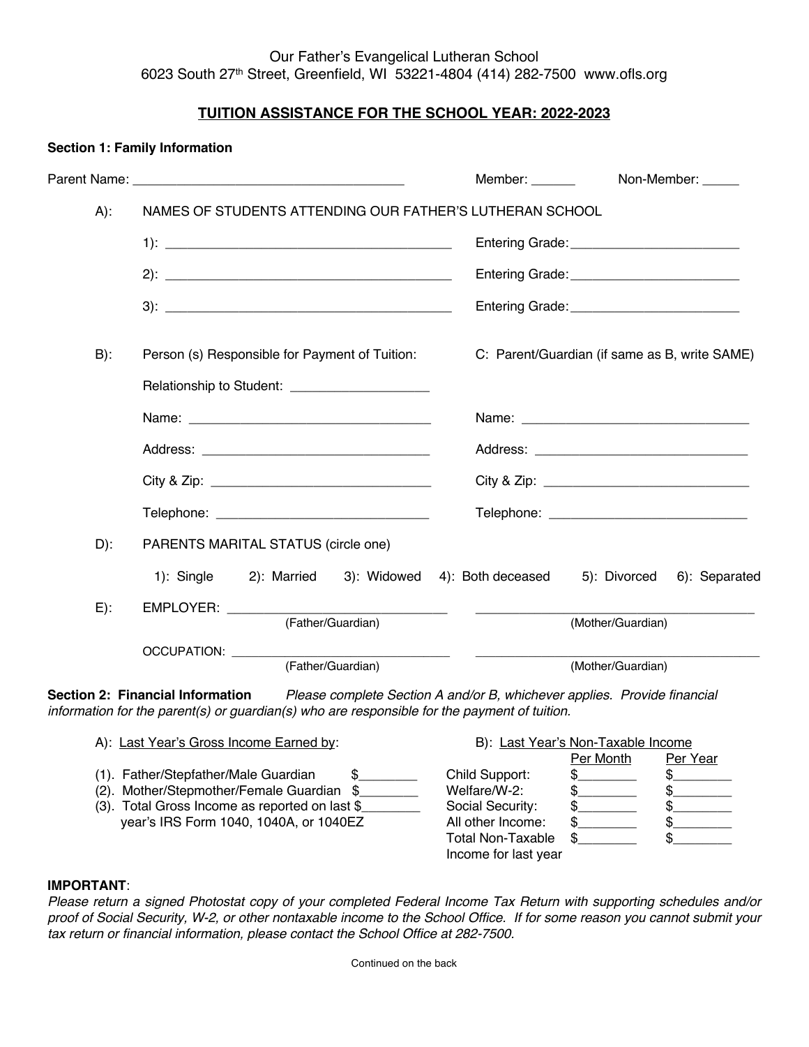Our Father's Evangelical Lutheran School
6023 South 27th Street, Greenfield, WI 53221-4804 (414) 282-7500 www.ofls.org

## TUITION ASSISTANCE FOR THE SCHOOL YEAR: 2022-2023

**Section 1: Family Information**

Parent Name: ______________________________________ Member: ______ Non-Member: _____

A): NAMES OF STUDENTS ATTENDING OUR FATHER'S LUTHERAN SCHOOL

1): ________________________________________ Entering Grade: ________________________

2): ________________________________________ Entering Grade: ________________________

3): ________________________________________ Entering Grade: ________________________

B): Person (s) Responsible for Payment of Tuition:

Relationship to Student: ____________________

Name: __________________________________

Address: ________________________________

City & Zip: ______________________________

Telephone: ______________________________

C: Parent/Guardian (if same as B, write SAME)

Name: ________________________________

Address: ______________________________

City & Zip: ____________________________

Telephone: ____________________________

D): PARENTS MARITAL STATUS (circle one)

1): Single 2): Married 3): Widowed 4): Both deceased 5): Divorced 6): Separated

E): EMPLOYER: ______________________________ (Father/Guardian) ______________________________ (Mother/Guardian)

OCCUPATION: ______________________________ (Father/Guardian) ______________________________ (Mother/Guardian)

**Section 2: Financial Information** *Please complete Section A and/or B, whichever applies. Provide financial information for the parent(s) or guardian(s) who are responsible for the payment of tuition.*

A): Last Year's Gross Income Earned by:

(1). Father/Stepfather/Male Guardian $________
(2). Mother/Stepmother/Female Guardian $________
(3). Total Gross Income as reported on last $________ year's IRS Form 1040, 1040A, or 1040EZ

B): Last Year's Non-Taxable Income

| | Per Month | Per Year |
|---|---|---|
| Child Support: | $________ | $________ |
| Welfare/W-2: | $________ | $________ |
| Social Security: | $________ | $________ |
| All other Income: | $________ | $________ |
| Total Non-Taxable Income for last year | $________ | $________ |

**IMPORTANT**:
*Please return a signed Photostat copy of your completed Federal Income Tax Return with supporting schedules and/or proof of Social Security, W-2, or other nontaxable income to the School Office. If for some reason you cannot submit your tax return or financial information, please contact the School Office at 282-7500.*

Continued on the back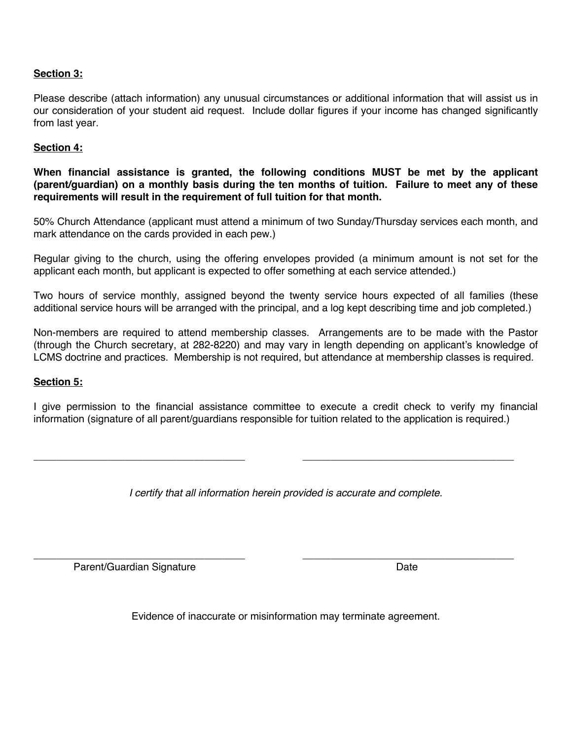**Section 3:**

Please describe (attach information) any unusual circumstances or additional information that will assist us in our consideration of your student aid request. Include dollar figures if your income has changed significantly from last year.

**Section 4:**

**When financial assistance is granted, the following conditions MUST be met by the applicant (parent/guardian) on a monthly basis during the ten months of tuition. Failure to meet any of these requirements will result in the requirement of full tuition for that month.**

50% Church Attendance (applicant must attend a minimum of two Sunday/Thursday services each month, and mark attendance on the cards provided in each pew.)

Regular giving to the church, using the offering envelopes provided (a minimum amount is not set for the applicant each month, but applicant is expected to offer something at each service attended.)

Two hours of service monthly, assigned beyond the twenty service hours expected of all families (these additional service hours will be arranged with the principal, and a log kept describing time and job completed.)

Non-members are required to attend membership classes. Arrangements are to be made with the Pastor (through the Church secretary, at 282-8220) and may vary in length depending on applicant's knowledge of LCMS doctrine and practices. Membership is not required, but attendance at membership classes is required.

**Section 5:**

I give permission to the financial assistance committee to execute a credit check to verify my financial information (signature of all parent/guardians responsible for tuition related to the application is required.)

\_\_\_\_\_\_\_\_\_\_\_\_\_\_\_\_\_\_\_\_\_\_\_\_\_\_\_\_\_\_\_\_\_\_\_\_ \_\_\_\_\_\_\_\_\_\_\_\_\_\_\_\_\_\_\_\_\_\_\_\_\_\_\_\_\_\_\_\_\_\_\_\_

*I certify that all information herein provided is accurate and complete.*

\_\_\_\_\_\_\_\_\_\_\_\_\_\_\_\_\_\_\_\_\_\_\_\_\_\_\_\_\_\_\_\_\_\_\_\_ \_\_\_\_\_\_\_\_\_\_\_\_\_\_\_\_\_\_\_\_\_\_\_\_\_\_\_\_\_\_\_\_\_\_\_\_

Parent/Guardian Signature Date

Evidence of inaccurate or misinformation may terminate agreement.